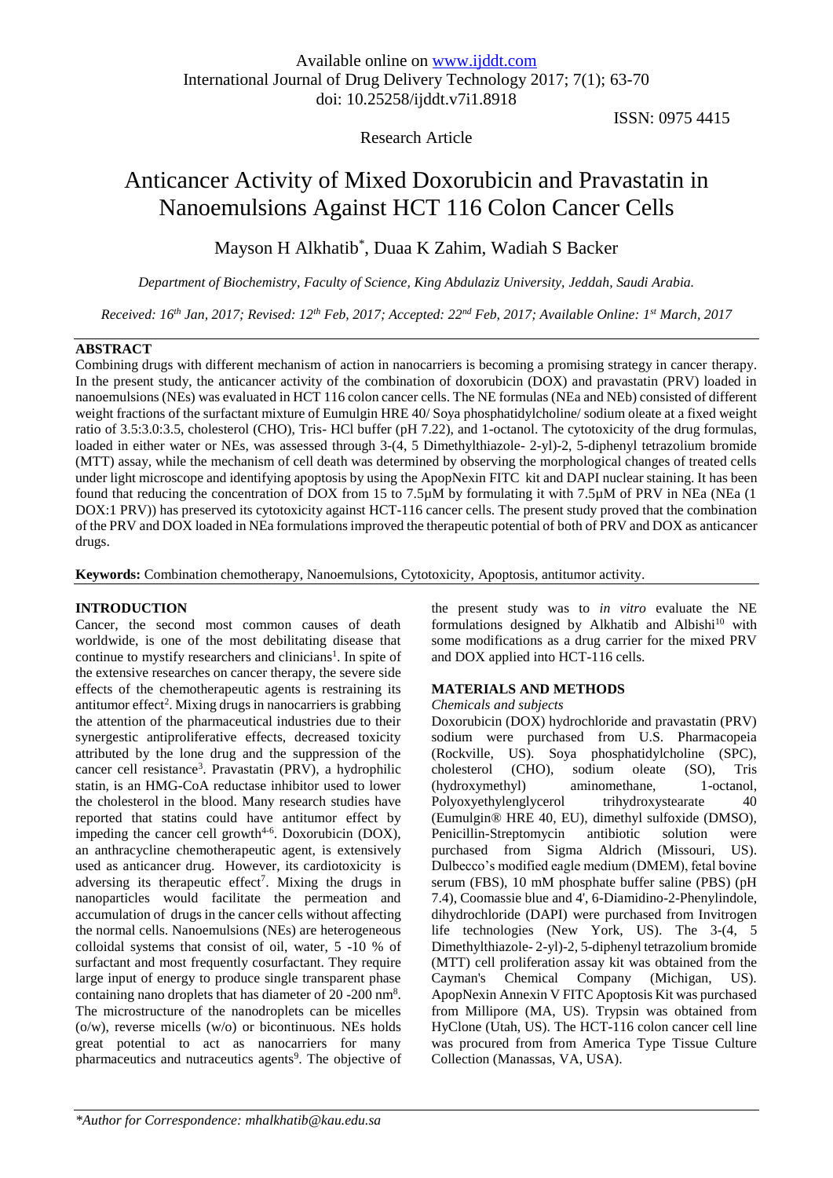Available online on www.ijddt.com
International Journal of Drug Delivery Technology 2017; 7(1); 63-70
doi: 10.25258/ijddt.v7i1.8918

ISSN: 0975 4415

Research Article

# Anticancer Activity of Mixed Doxorubicin and Pravastatin in Nanoemulsions Against HCT 116 Colon Cancer Cells

Mayson H Alkhatib*, Duaa K Zahim, Wadiah S Backer

*Department of Biochemistry, Faculty of Science, King Abdulaziz University, Jeddah, Saudi Arabia.*

*Received: 16th Jan, 2017; Revised: 12th Feb, 2017; Accepted: 22nd Feb, 2017; Available Online: 1st March, 2017*

## ABSTRACT

Combining drugs with different mechanism of action in nanocarriers is becoming a promising strategy in cancer therapy. In the present study, the anticancer activity of the combination of doxorubicin (DOX) and pravastatin (PRV) loaded in nanoemulsions (NEs) was evaluated in HCT 116 colon cancer cells. The NE formulas (NEa and NEb) consisted of different weight fractions of the surfactant mixture of Eumulgin HRE 40/ Soya phosphatidylcholine/ sodium oleate at a fixed weight ratio of 3.5:3.0:3.5, cholesterol (CHO), Tris- HCl buffer (pH 7.22), and 1-octanol. The cytotoxicity of the drug formulas, loaded in either water or NEs, was assessed through 3-(4, 5 Dimethylthiazole- 2-yl)-2, 5-diphenyl tetrazolium bromide (MTT) assay, while the mechanism of cell death was determined by observing the morphological changes of treated cells under light microscope and identifying apoptosis by using the ApopNexin FITC kit and DAPI nuclear staining. It has been found that reducing the concentration of DOX from 15 to 7.5µM by formulating it with 7.5µM of PRV in NEa (NEa (1 DOX:1 PRV)) has preserved its cytotoxicity against HCT-116 cancer cells. The present study proved that the combination of the PRV and DOX loaded in NEa formulations improved the therapeutic potential of both of PRV and DOX as anticancer drugs.

**Keywords:** Combination chemotherapy, Nanoemulsions, Cytotoxicity, Apoptosis, antitumor activity.

## INTRODUCTION

Cancer, the second most common causes of death worldwide, is one of the most debilitating disease that continue to mystify researchers and clinicians[1]. In spite of the extensive researches on cancer therapy, the severe side effects of the chemotherapeutic agents is restraining its antitumor effect[2]. Mixing drugs in nanocarriers is grabbing the attention of the pharmaceutical industries due to their synergestic antiproliferative effects, decreased toxicity attributed by the lone drug and the suppression of the cancer cell resistance[3]. Pravastatin (PRV), a hydrophilic statin, is an HMG-CoA reductase inhibitor used to lower the cholesterol in the blood. Many research studies have reported that statins could have antitumor effect by impeding the cancer cell growth[4-6]. Doxorubicin (DOX), an anthracycline chemotherapeutic agent, is extensively used as anticancer drug. However, its cardiotoxicity is adversing its therapeutic effect[7]. Mixing the drugs in nanoparticles would facilitate the permeation and accumulation of drugs in the cancer cells without affecting the normal cells. Nanoemulsions (NEs) are heterogeneous colloidal systems that consist of oil, water, 5 -10 % of surfactant and most frequently cosurfactant. They require large input of energy to produce single transparent phase containing nano droplets that has diameter of 20 -200 nm[8]. The microstructure of the nanodroplets can be micelles (o/w), reverse micells (w/o) or bicontinuous. NEs holds great potential to act as nanocarriers for many pharmaceutics and nutraceutics agents[9]. The objective of the present study was to *in vitro* evaluate the NE formulations designed by Alkhatib and Albishi[10] with some modifications as a drug carrier for the mixed PRV and DOX applied into HCT-116 cells.

## MATERIALS AND METHODS

*Chemicals and subjects*

Doxorubicin (DOX) hydrochloride and pravastatin (PRV) sodium were purchased from U.S. Pharmacopeia (Rockville, US). Soya phosphatidylcholine (SPC), cholesterol (CHO), sodium oleate (SO), Tris (hydroxymethyl) aminomethane, 1-octanol, Polyoxyethylenglycerol trihydroxystearate 40 (Eumulgin® HRE 40, EU), dimethyl sulfoxide (DMSO), Penicillin-Streptomycin antibiotic solution were purchased from Sigma Aldrich (Missouri, US). Dulbecco's modified eagle medium (DMEM), fetal bovine serum (FBS), 10 mM phosphate buffer saline (PBS) (pH 7.4), Coomassie blue and 4', 6-Diamidino-2-Phenylindole, dihydrochloride (DAPI) were purchased from Invitrogen life technologies (New York, US). The 3-(4, 5 Dimethylthiazole- 2-yl)-2, 5-diphenyl tetrazolium bromide (MTT) cell proliferation assay kit was obtained from the Cayman's Chemical Company (Michigan, US). ApopNexin Annexin V FITC Apoptosis Kit was purchased from Millipore (MA, US). Trypsin was obtained from HyClone (Utah, US). The HCT-116 colon cancer cell line was procured from from America Type Tissue Culture Collection (Manassas, VA, USA).

*\*Author for Correspondence: mhalkhatib@kau.edu.sa*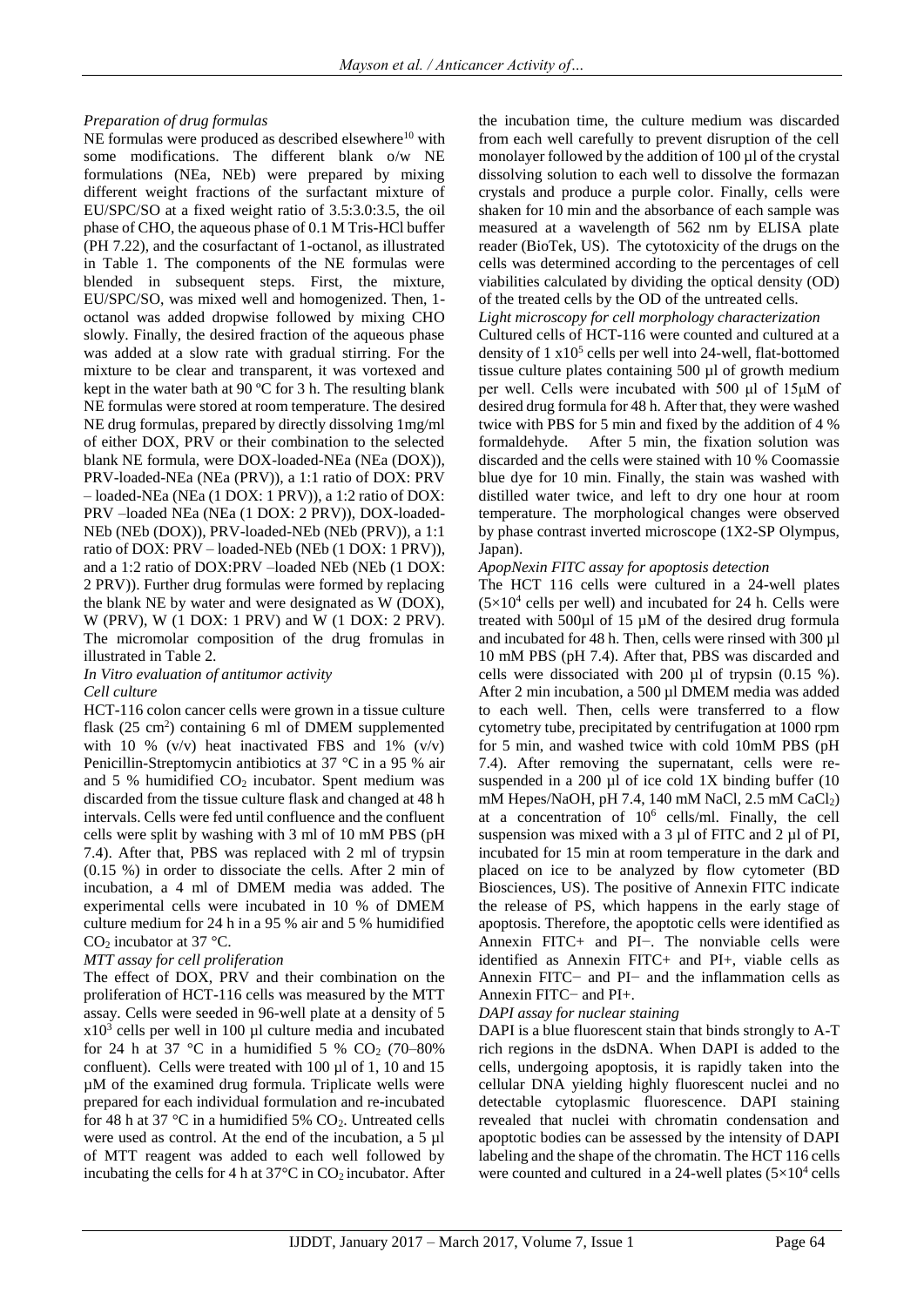*Preparation of drug formulas*

NE formulas were produced as described elsewhere[10] with some modifications. The different blank o/w NE formulations (NEa, NEb) were prepared by mixing different weight fractions of the surfactant mixture of EU/SPC/SO at a fixed weight ratio of 3.5:3.0:3.5, the oil phase of CHO, the aqueous phase of 0.1 M Tris-HCl buffer (PH 7.22), and the cosurfactant of 1-octanol, as illustrated in Table 1. The components of the NE formulas were blended in subsequent steps. First, the mixture, EU/SPC/SO, was mixed well and homogenized. Then, 1-octanol was added dropwise followed by mixing CHO slowly. Finally, the desired fraction of the aqueous phase was added at a slow rate with gradual stirring. For the mixture to be clear and transparent, it was vortexed and kept in the water bath at 90 ºC for 3 h. The resulting blank NE formulas were stored at room temperature. The desired NE drug formulas, prepared by directly dissolving 1mg/ml of either DOX, PRV or their combination to the selected blank NE formula, were DOX-loaded-NEa (NEa (DOX)), PRV-loaded-NEa (NEa (PRV)), a 1:1 ratio of DOX: PRV – loaded-NEa (NEa (1 DOX: 1 PRV)), a 1:2 ratio of DOX: PRV –loaded NEa (NEa (1 DOX: 2 PRV)), DOX-loaded-NEb (NEb (DOX)), PRV-loaded-NEb (NEb (PRV)), a 1:1 ratio of DOX: PRV – loaded-NEb (NEb (1 DOX: 1 PRV)), and a 1:2 ratio of DOX:PRV –loaded NEb (NEb (1 DOX: 2 PRV)). Further drug formulas were formed by replacing the blank NE by water and were designated as W (DOX), W (PRV), W (1 DOX: 1 PRV) and W (1 DOX: 2 PRV). The micromolar composition of the drug fromulas in illustrated in Table 2.

*In Vitro evaluation of antitumor activity*

*Cell culture*

HCT-116 colon cancer cells were grown in a tissue culture flask (25 $cm^2$) containing 6 ml of DMEM supplemented with 10 % (v/v) heat inactivated FBS and 1% (v/v) Penicillin-Streptomycin antibiotics at 37 °C in a 95 % air and 5 % humidified $CO_2$ incubator. Spent medium was discarded from the tissue culture flask and changed at 48 h intervals. Cells were fed until confluence and the confluent cells were split by washing with 3 ml of 10 mM PBS (pH 7.4). After that, PBS was replaced with 2 ml of trypsin (0.15 %) in order to dissociate the cells. After 2 min of incubation, a 4 ml of DMEM media was added. The experimental cells were incubated in 10 % of DMEM culture medium for 24 h in a 95 % air and 5 % humidified $CO_2$ incubator at 37 °C.

*MTT assay for cell proliferation*

The effect of DOX, PRV and their combination on the proliferation of HCT-116 cells was measured by the MTT assay. Cells were seeded in 96-well plate at a density of 5 $x10^3$ cells per well in 100 µl culture media and incubated for 24 h at 37 °C in a humidified 5 % $CO_2$ (70–80% confluent). Cells were treated with 100 µl of 1, 10 and 15 µM of the examined drug formula. Triplicate wells were prepared for each individual formulation and re-incubated for 48 h at 37 °C in a humidified 5% $CO_2$. Untreated cells were used as control. At the end of the incubation, a 5 µl of MTT reagent was added to each well followed by incubating the cells for 4 h at 37°C in $CO_2$ incubator. After the incubation time, the culture medium was discarded from each well carefully to prevent disruption of the cell monolayer followed by the addition of 100 µl of the crystal dissolving solution to each well to dissolve the formazan crystals and produce a purple color. Finally, cells were shaken for 10 min and the absorbance of each sample was measured at a wavelength of 562 nm by ELISA plate reader (BioTek, US). The cytotoxicity of the drugs on the cells was determined according to the percentages of cell viabilities calculated by dividing the optical density (OD) of the treated cells by the OD of the untreated cells.

*Light microscopy for cell morphology characterization*

Cultured cells of HCT-116 were counted and cultured at a density of 1 $x10^5$ cells per well into 24-well, flat-bottomed tissue culture plates containing 500 µl of growth medium per well. Cells were incubated with 500 µl of 15µM of desired drug formula for 48 h. After that, they were washed twice with PBS for 5 min and fixed by the addition of 4 % formaldehyde. After 5 min, the fixation solution was discarded and the cells were stained with 10 % Coomassie blue dye for 10 min. Finally, the stain was washed with distilled water twice, and left to dry one hour at room temperature. The morphological changes were observed by phase contrast inverted microscope (1X2-SP Olympus, Japan).

*ApopNexin FITC assay for apoptosis detection*

The HCT 116 cells were cultured in a 24-well plates ($5\times10^4$ cells per well) and incubated for 24 h. Cells were treated with 500µl of 15 µM of the desired drug formula and incubated for 48 h. Then, cells were rinsed with 300 µl 10 mM PBS (pH 7.4). After that, PBS was discarded and cells were dissociated with 200 µl of trypsin (0.15 %). After 2 min incubation, a 500 µl DMEM media was added to each well. Then, cells were transferred to a flow cytometry tube, precipitated by centrifugation at 1000 rpm for 5 min, and washed twice with cold 10mM PBS (pH 7.4). After removing the supernatant, cells were re-suspended in a 200 µl of ice cold 1X binding buffer (10 mM Hepes/NaOH, pH 7.4, 140 mM NaCl, 2.5 mM $CaCl_2$) at a concentration of $10^6$ cells/ml. Finally, the cell suspension was mixed with a 3 µl of FITC and 2 µl of PI, incubated for 15 min at room temperature in the dark and placed on ice to be analyzed by flow cytometer (BD Biosciences, US). The positive of Annexin FITC indicate the release of PS, which happens in the early stage of apoptosis. Therefore, the apoptotic cells were identified as Annexin FITC+ and PI−. The nonviable cells were identified as Annexin FITC+ and PI+, viable cells as Annexin FITC− and PI− and the inflammation cells as Annexin FITC− and PI+.

*DAPI assay for nuclear staining*

DAPI is a blue fluorescent stain that binds strongly to A-T rich regions in the dsDNA. When DAPI is added to the cells, undergoing apoptosis, it is rapidly taken into the cellular DNA yielding highly fluorescent nuclei and no detectable cytoplasmic fluorescence. DAPI staining revealed that nuclei with chromatin condensation and apoptotic bodies can be assessed by the intensity of DAPI labeling and the shape of the chromatin. The HCT 116 cells were counted and cultured in a 24-well plates ($5\times10^4$ cells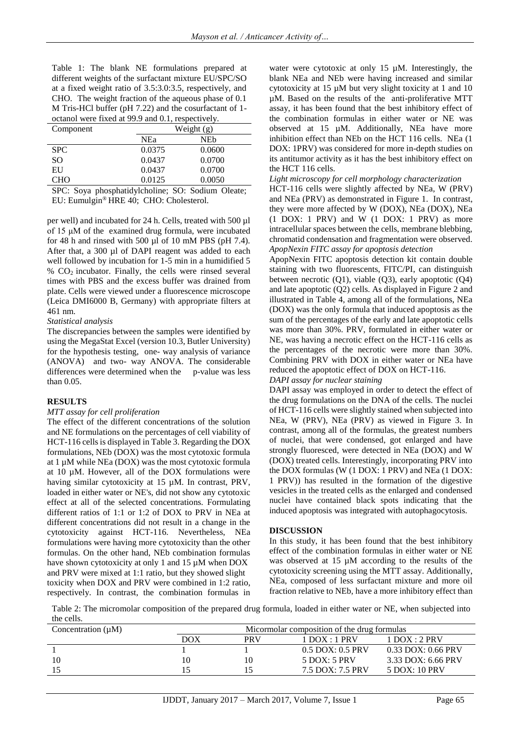Table 1: The blank NE formulations prepared at different weights of the surfactant mixture EU/SPC/SO at a fixed weight ratio of 3.5:3.0:3.5, respectively, and CHO. The weight fraction of the aqueous phase of 0.1 M Tris-HCl buffer (pH 7.22) and the cosurfactant of 1-octanol were fixed at 99.9 and 0.1, respectively.

| Component | Weight (g) | |
|---|---|---|
| | NEa | NEb |
| SPC | 0.0375 | 0.0600 |
| SO | 0.0437 | 0.0700 |
| EU | 0.0437 | 0.0700 |
| CHO | 0.0125 | 0.0050 |

SPC: Soya phosphatidylcholine; SO: Sodium Oleate; EU: Eumulgin® HRE 40; CHO: Cholesterol.

per well) and incubated for 24 h. Cells, treated with 500 µl of 15 µM of the examined drug formula, were incubated for 48 h and rinsed with 500 µl of 10 mM PBS (pH 7.4). After that, a 300 µl of DAPI reagent was added to each well followed by incubation for 1-5 min in a humidified 5 % $CO_2$ incubator. Finally, the cells were rinsed several times with PBS and the excess buffer was drained from plate. Cells were viewed under a fluorescence microscope (Leica DMI6000 B, Germany) with appropriate filters at 461 nm.

*Statistical analysis*

The discrepancies between the samples were identified by using the MegaStat Excel (version 10.3, Butler University) for the hypothesis testing, one- way analysis of variance (ANOVA) and two- way ANOVA. The considerable differences were determined when the p-value was less than 0.05.

## RESULTS

*MTT assay for cell proliferation*

The effect of the different concentrations of the solution and NE formulations on the percentages of cell viability of HCT-116 cells is displayed in Table 3. Regarding the DOX formulations, NEb (DOX) was the most cytotoxic formula at 1 µM while NEa (DOX) was the most cytotoxic formula at 10 µM. However, all of the DOX formulations were having similar cytotoxicity at 15 µM. In contrast, PRV, loaded in either water or NE's, did not show any cytotoxic effect at all of the selected concentrations. Formulating different ratios of 1:1 or 1:2 of DOX to PRV in NEa at different concentrations did not result in a change in the cytotoxicity against HCT-116. Nevertheless, NEa formulations were having more cytotoxicity than the other formulas. On the other hand, NEb combination formulas have shown cytotoxicity at only 1 and 15 µM when DOX and PRV were mixed at 1:1 ratio, but they showed slight toxicity when DOX and PRV were combined in 1:2 ratio, respectively. In contrast, the combination formulas in water were cytotoxic at only 15 µM. Interestingly, the blank NEa and NEb were having increased and similar cytotoxicity at 15 µM but very slight toxicity at 1 and 10 µM. Based on the results of the anti-proliferative MTT assay, it has been found that the best inhibitory effect of the combination formulas in either water or NE was observed at 15 µM. Additionally, NEa have more inhibition effect than NEb on the HCT 116 cells. NEa (1 DOX: 1PRV) was considered for more in-depth studies on its antitumor activity as it has the best inhibitory effect on the HCT 116 cells.

*Light microscopy for cell morphology characterization*

HCT-116 cells were slightly affected by NEa, W (PRV) and NEa (PRV) as demonstrated in Figure 1. In contrast, they were more affected by W (DOX), NEa (DOX), NEa (1 DOX: 1 PRV) and W (1 DOX: 1 PRV) as more intracellular spaces between the cells, membrane blebbing, chromatid condensation and fragmentation were observed.

*ApopNexin FITC assay for apoptosis detection*

ApopNexin FITC apoptosis detection kit contain double staining with two fluorescents, FITC/PI, can distinguish between necrotic (Q1), viable (Q3), early apoptotic (Q4) and late apoptotic (Q2) cells. As displayed in Figure 2 and illustrated in Table 4, among all of the formulations, NEa (DOX) was the only formula that induced apoptosis as the sum of the percentages of the early and late apoptotic cells was more than 30%. PRV, formulated in either water or NE, was having a necrotic effect on the HCT-116 cells as the percentages of the necrotic were more than 30%. Combining PRV with DOX in either water or NEa have reduced the apoptotic effect of DOX on HCT-116.

*DAPI assay for nuclear staining*

DAPI assay was employed in order to detect the effect of the drug formulations on the DNA of the cells. The nuclei of HCT-116 cells were slightly stained when subjected into NEa, W (PRV), NEa (PRV) as viewed in Figure 3. In contrast, among all of the formulas, the greatest numbers of nuclei, that were condensed, got enlarged and have strongly fluoresced, were detected in NEa (DOX) and W (DOX) treated cells. Interestingly, incorporating PRV into the DOX formulas (W (1 DOX: 1 PRV) and NEa (1 DOX: 1 PRV)) has resulted in the formation of the digestive vesicles in the treated cells as the enlarged and condensed nuclei have contained black spots indicating that the induced apoptosis was integrated with autophagocytosis.

## DISCUSSION

In this study, it has been found that the best inhibitory effect of the combination formulas in either water or NE was observed at 15 µM according to the results of the cytotoxicity screening using the MTT assay. Additionally, NEa, composed of less surfactant mixture and more oil fraction relative to NEb, have a more inhibitory effect than

Table 2: The micromolar composition of the prepared drug formula, loaded in either water or NE, when subjected into the cells.

| Concentration (µM) | Micormolar composition of the drug formulas | | | |
|---|---|---|---|---|
| | DOX | PRV | 1 DOX : 1 PRV | 1 DOX : 2 PRV |
| 1 | 1 | 1 | 0.5 DOX: 0.5 PRV | 0.33 DOX: 0.66 PRV |
| 10 | 10 | 10 | 5 DOX: 5 PRV | 3.33 DOX: 6.66 PRV |
| 15 | 15 | 15 | 7.5 DOX: 7.5 PRV | 5 DOX: 10 PRV |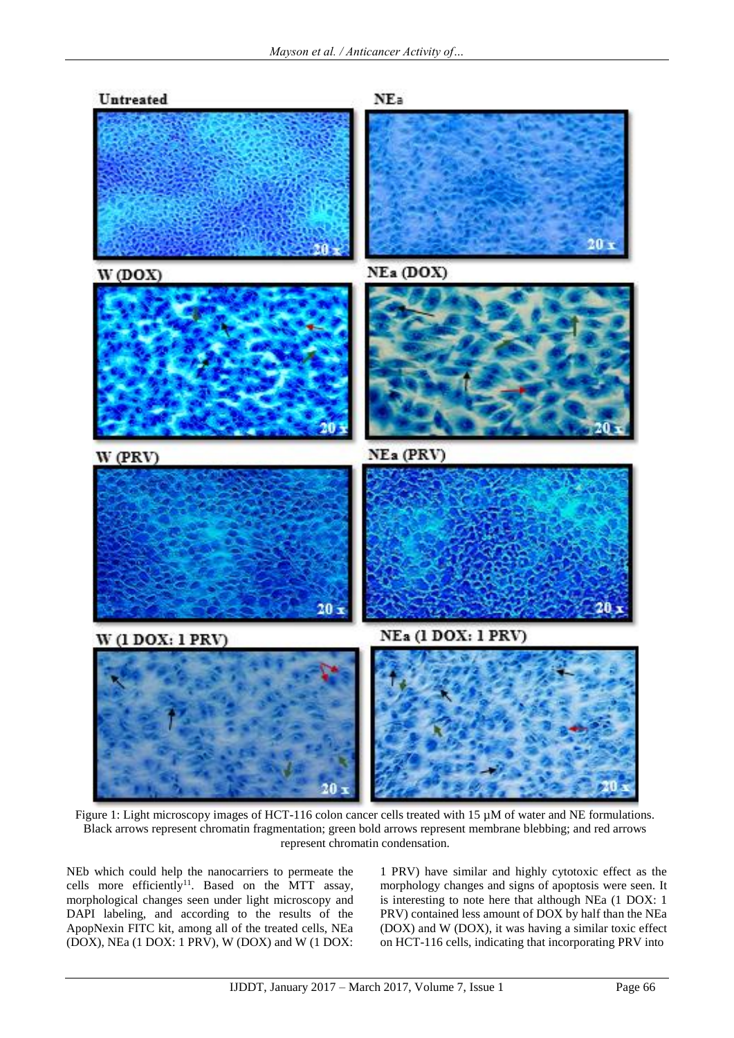Figure 1: Light microscopy images of HCT-116 colon cancer cells treated with 15 µM of water and NE formulations. Black arrows represent chromatin fragmentation; green bold arrows represent membrane blebbing; and red arrows represent chromatin condensation.

NEb which could help the nanocarriers to permeate the cells more efficiently[11]. Based on the MTT assay, morphological changes seen under light microscopy and DAPI labeling, and according to the results of the ApopNexin FITC kit, among all of the treated cells, NEa (DOX), NEa (1 DOX: 1 PRV), W (DOX) and W (1 DOX: 1 PRV) have similar and highly cytotoxic effect as the morphology changes and signs of apoptosis were seen. It is interesting to note here that although NEa (1 DOX: 1 PRV) contained less amount of DOX by half than the NEa (DOX) and W (DOX), it was having a similar toxic effect on HCT-116 cells, indicating that incorporating PRV into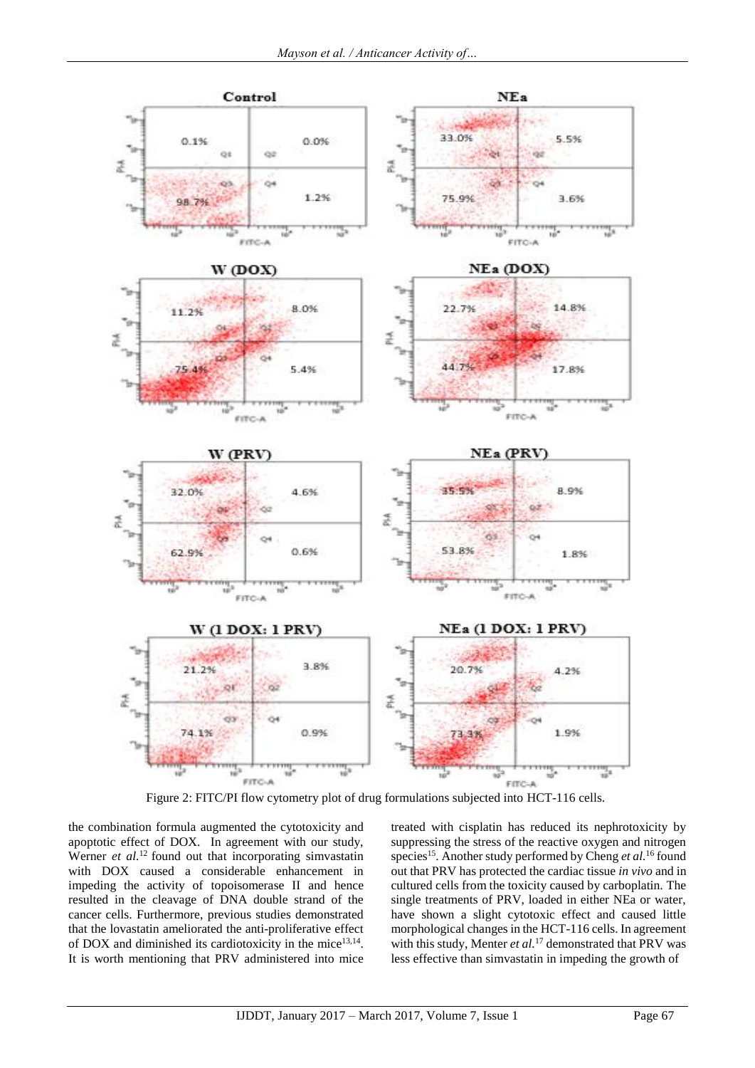Figure 2: FITC/PI flow cytometry plot of drug formulations subjected into HCT-116 cells.

the combination formula augmented the cytotoxicity and apoptotic effect of DOX. In agreement with our study, Werner *et al.*[12] found out that incorporating simvastatin with DOX caused a considerable enhancement in impeding the activity of topoisomerase II and hence resulted in the cleavage of DNA double strand of the cancer cells. Furthermore, previous studies demonstrated that the lovastatin ameliorated the anti-proliferative effect of DOX and diminished its cardiotoxicity in the mice[13,14]. It is worth mentioning that PRV administered into mice treated with cisplatin has reduced its nephrotoxicity by suppressing the stress of the reactive oxygen and nitrogen species[15]. Another study performed by Cheng *et al.*[16] found out that PRV has protected the cardiac tissue *in vivo* and in cultured cells from the toxicity caused by carboplatin. The single treatments of PRV, loaded in either NEa or water, have shown a slight cytotoxic effect and caused little morphological changes in the HCT-116 cells. In agreement with this study, Menter *et al.*[17] demonstrated that PRV was less effective than simvastatin in impeding the growth of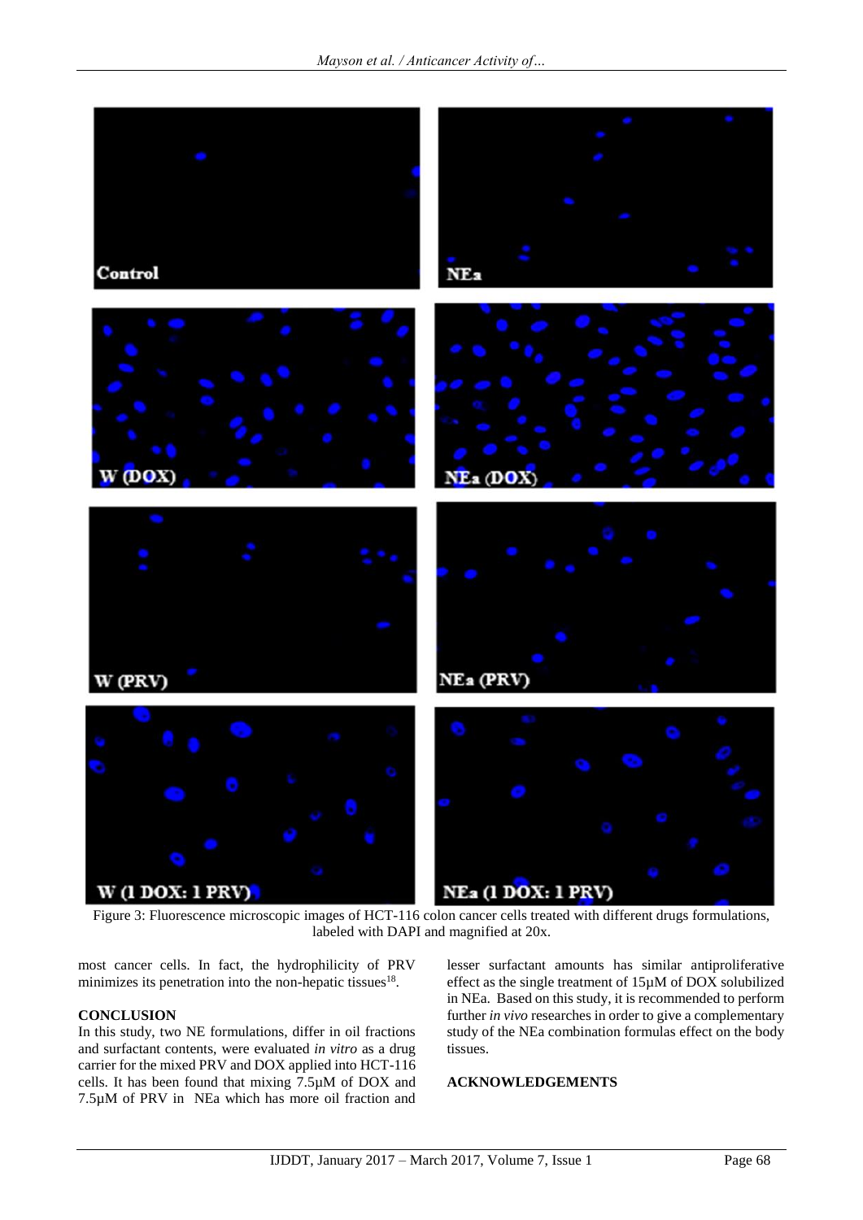Figure 3: Fluorescence microscopic images of HCT-116 colon cancer cells treated with different drugs formulations, labeled with DAPI and magnified at 20x.

most cancer cells. In fact, the hydrophilicity of PRV minimizes its penetration into the non-hepatic tissues[18].

## CONCLUSION

In this study, two NE formulations, differ in oil fractions and surfactant contents, were evaluated *in vitro* as a drug carrier for the mixed PRV and DOX applied into HCT-116 cells. It has been found that mixing 7.5µM of DOX and 7.5µM of PRV in NEa which has more oil fraction and lesser surfactant amounts has similar antiproliferative effect as the single treatment of 15µM of DOX solubilized in NEa. Based on this study, it is recommended to perform further *in vivo* researches in order to give a complementary study of the NEa combination formulas effect on the body tissues.

## ACKNOWLEDGEMENTS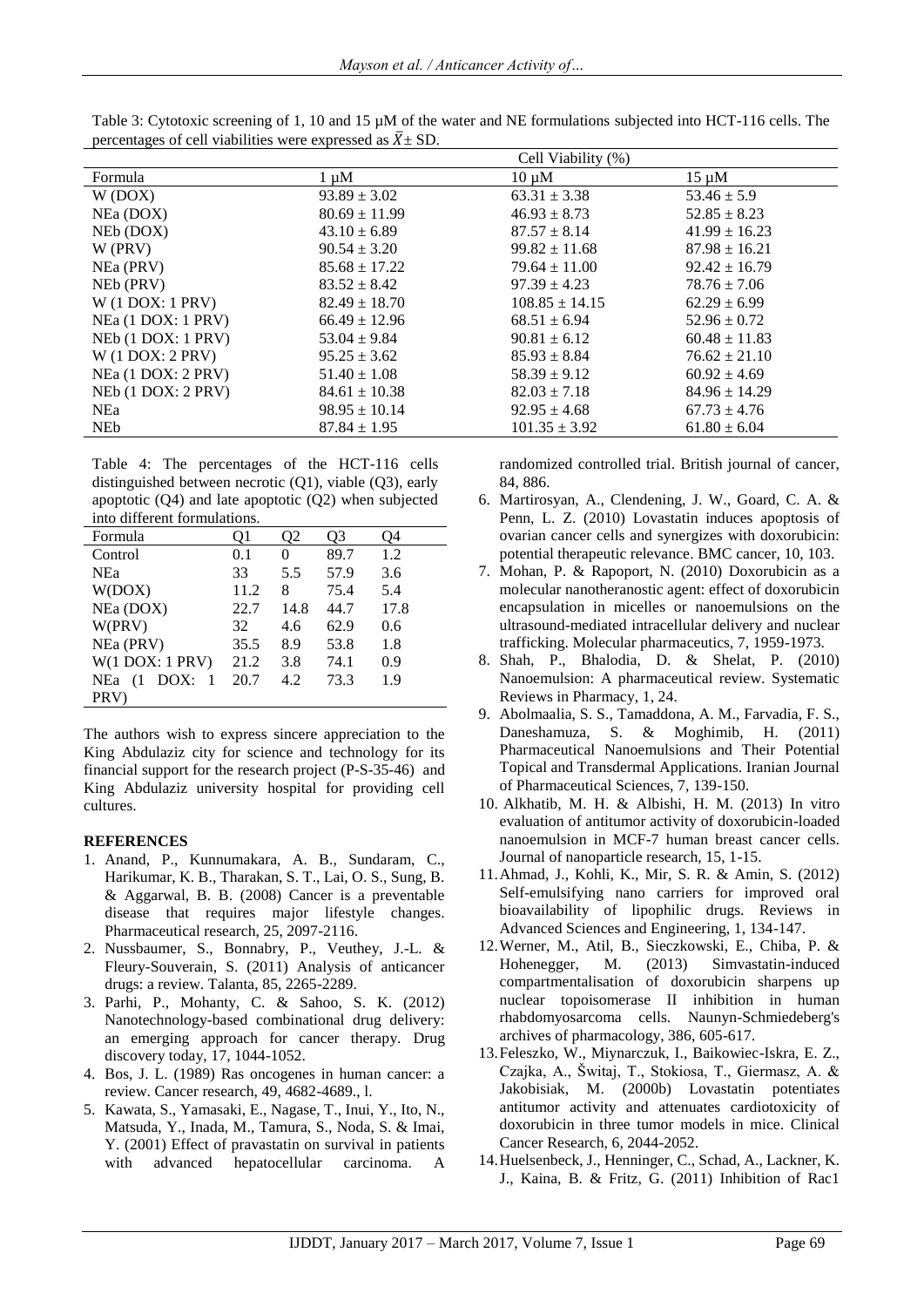Table 3: Cytotoxic screening of 1, 10 and 15 µM of the water and NE formulations subjected into HCT-116 cells. The percentages of cell viabilities were expressed as $\bar{X}$± SD.

| Formula | Cell Viability (%) | | |
|---|---|---|---|
| | 1 µM | 10 µM | 15 µM |
| W (DOX) | 93.89 ± 3.02 | 63.31 ± 3.38 | 53.46 ± 5.9 |
| NEa (DOX) | 80.69 ± 11.99 | 46.93 ± 8.73 | 52.85 ± 8.23 |
| NEb (DOX) | 43.10 ± 6.89 | 87.57 ± 8.14 | 41.99 ± 16.23 |
| W (PRV) | 90.54 ± 3.20 | 99.82 ± 11.68 | 87.98 ± 16.21 |
| NEa (PRV) | 85.68 ± 17.22 | 79.64 ± 11.00 | 92.42 ± 16.79 |
| NEb (PRV) | 83.52 ± 8.42 | 97.39 ± 4.23 | 78.76 ± 7.06 |
| W (1 DOX: 1 PRV) | 82.49 ± 18.70 | 108.85 ± 14.15 | 62.29 ± 6.99 |
| NEa (1 DOX: 1 PRV) | 66.49 ± 12.96 | 68.51 ± 6.94 | 52.96 ± 0.72 |
| NEb (1 DOX: 1 PRV) | 53.04 ± 9.84 | 90.81 ± 6.12 | 60.48 ± 11.83 |
| W (1 DOX: 2 PRV) | 95.25 ± 3.62 | 85.93 ± 8.84 | 76.62 ± 21.10 |
| NEa (1 DOX: 2 PRV) | 51.40 ± 1.08 | 58.39 ± 9.12 | 60.92 ± 4.69 |
| NEb (1 DOX: 2 PRV) | 84.61 ± 10.38 | 82.03 ± 7.18 | 84.96 ± 14.29 |
| NEa | 98.95 ± 10.14 | 92.95 ± 4.68 | 67.73 ± 4.76 |
| NEb | 87.84 ± 1.95 | 101.35 ± 3.92 | 61.80 ± 6.04 |

Table 4: The percentages of the HCT-116 cells distinguished between necrotic (Q1), viable (Q3), early apoptotic (Q4) and late apoptotic (Q2) when subjected into different formulations.

| Formula | Q1 | Q2 | Q3 | Q4 |
|---|---|---|---|---|
| Control | 0.1 | 0 | 89.7 | 1.2 |
| NEa | 33 | 5.5 | 57.9 | 3.6 |
| W(DOX) | 11.2 | 8 | 75.4 | 5.4 |
| NEa (DOX) | 22.7 | 14.8 | 44.7 | 17.8 |
| W(PRV) | 32 | 4.6 | 62.9 | 0.6 |
| NEa (PRV) | 35.5 | 8.9 | 53.8 | 1.8 |
| W(1 DOX: 1 PRV) | 21.2 | 3.8 | 74.1 | 0.9 |
| NEa (1 DOX: 1 PRV) | 20.7 | 4.2 | 73.3 | 1.9 |

The authors wish to express sincere appreciation to the King Abdulaziz city for science and technology for its financial support for the research project (P-S-35-46) and King Abdulaziz university hospital for providing cell cultures.

## REFERENCES

1. Anand, P., Kunnumakara, A. B., Sundaram, C., Harikumar, K. B., Tharakan, S. T., Lai, O. S., Sung, B. & Aggarwal, B. B. (2008) Cancer is a preventable disease that requires major lifestyle changes. Pharmaceutical research, 25, 2097-2116.
2. Nussbaumer, S., Bonnabry, P., Veuthey, J.-L. & Fleury-Souverain, S. (2011) Analysis of anticancer drugs: a review. Talanta, 85, 2265-2289.
3. Parhi, P., Mohanty, C. & Sahoo, S. K. (2012) Nanotechnology-based combinational drug delivery: an emerging approach for cancer therapy. Drug discovery today, 17, 1044-1052.
4. Bos, J. L. (1989) Ras oncogenes in human cancer: a review. Cancer research, 49, 4682-4689., l.
5. Kawata, S., Yamasaki, E., Nagase, T., Inui, Y., Ito, N., Matsuda, Y., Inada, M., Tamura, S., Noda, S. & Imai, Y. (2001) Effect of pravastatin on survival in patients with advanced hepatocellular carcinoma. A randomized controlled trial. British journal of cancer, 84, 886.
6. Martirosyan, A., Clendening, J. W., Goard, C. A. & Penn, L. Z. (2010) Lovastatin induces apoptosis of ovarian cancer cells and synergizes with doxorubicin: potential therapeutic relevance. BMC cancer, 10, 103.
7. Mohan, P. & Rapoport, N. (2010) Doxorubicin as a molecular nanotheranostic agent: effect of doxorubicin encapsulation in micelles or nanoemulsions on the ultrasound-mediated intracellular delivery and nuclear trafficking. Molecular pharmaceutics, 7, 1959-1973.
8. Shah, P., Bhalodia, D. & Shelat, P. (2010) Nanoemulsion: A pharmaceutical review. Systematic Reviews in Pharmacy, 1, 24.
9. Abolmaalia, S. S., Tamaddona, A. M., Farvadia, F. S., Daneshamuza, S. & Moghimib, H. (2011) Pharmaceutical Nanoemulsions and Their Potential Topical and Transdermal Applications. Iranian Journal of Pharmaceutical Sciences, 7, 139-150.
10. Alkhatib, M. H. & Albishi, H. M. (2013) In vitro evaluation of antitumor activity of doxorubicin-loaded nanoemulsion in MCF-7 human breast cancer cells. Journal of nanoparticle research, 15, 1-15.
11. Ahmad, J., Kohli, K., Mir, S. R. & Amin, S. (2012) Self-emulsifying nano carriers for improved oral bioavailability of lipophilic drugs. Reviews in Advanced Sciences and Engineering, 1, 134-147.
12. Werner, M., Atil, B., Sieczkowski, E., Chiba, P. & Hohenegger, M. (2013) Simvastatin-induced compartmentalisation of doxorubicin sharpens up nuclear topoisomerase II inhibition in human rhabdomyosarcoma cells. Naunyn-Schmiedeberg's archives of pharmacology, 386, 605-617.
13. Feleszko, W., Miynarczuk, I., Baikowiec-Iskra, E. Z., Czajka, A., Świtaj, T., Stokiosa, T., Giermasz, A. & Jakobisiak, M. (2000b) Lovastatin potentiates antitumor activity and attenuates cardiotoxicity of doxorubicin in three tumor models in mice. Clinical Cancer Research, 6, 2044-2052.
14. Huelsenbeck, J., Henninger, C., Schad, A., Lackner, K. J., Kaina, B. & Fritz, G. (2011) Inhibition of Rac1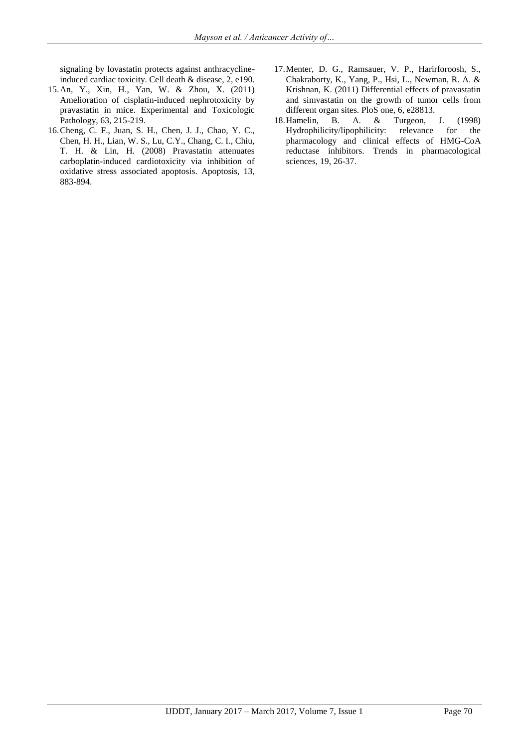signaling by lovastatin protects against anthracycline-induced cardiac toxicity. Cell death & disease, 2, e190.

15. An, Y., Xin, H., Yan, W. & Zhou, X. (2011) Amelioration of cisplatin-induced nephrotoxicity by pravastatin in mice. Experimental and Toxicologic Pathology, 63, 215-219.
16. Cheng, C. F., Juan, S. H., Chen, J. J., Chao, Y. C., Chen, H. H., Lian, W. S., Lu, C.Y., Chang, C. I., Chiu, T. H. & Lin, H. (2008) Pravastatin attenuates carboplatin-induced cardiotoxicity via inhibition of oxidative stress associated apoptosis. Apoptosis, 13, 883-894.
17. Menter, D. G., Ramsauer, V. P., Harirforoosh, S., Chakraborty, K., Yang, P., Hsi, L., Newman, R. A. & Krishnan, K. (2011) Differential effects of pravastatin and simvastatin on the growth of tumor cells from different organ sites. PloS one, 6, e28813.
18. Hamelin, B. A. & Turgeon, J. (1998) Hydrophilicity/lipophilicity: relevance for the pharmacology and clinical effects of HMG-CoA reductase inhibitors. Trends in pharmacological sciences, 19, 26-37.